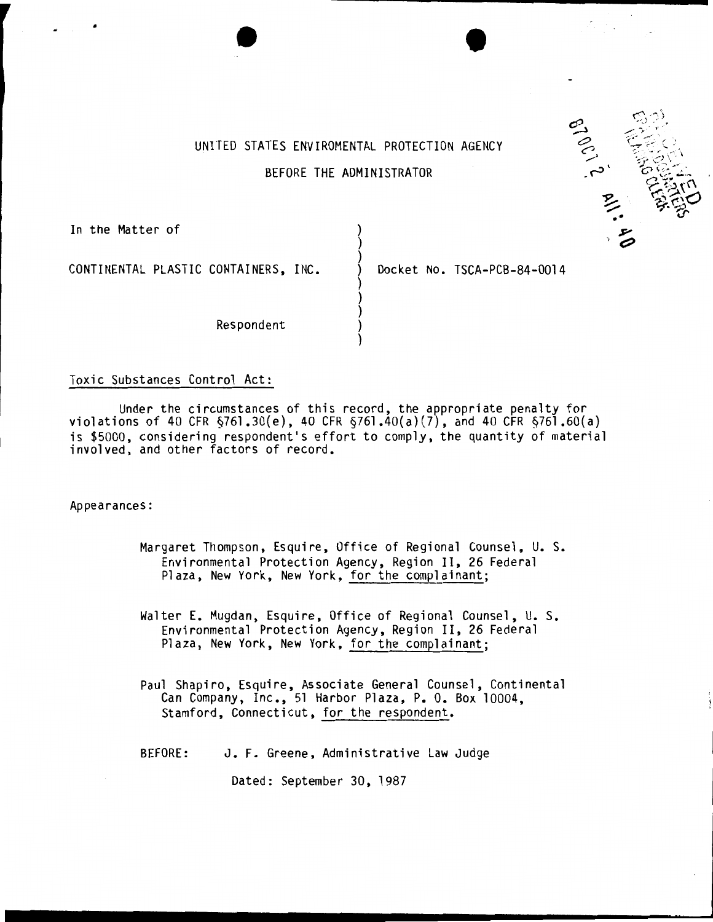UNITED STATES ENVIROMENTAL PROTECTION AGENCY

BEFORE THE ADMINISTRATOR

In the Matter of

CONTINENTAL PLASTIC CONTAINERS, INC. ) Docket No. TSCA-PCB-84-0014

Respondent

Toxic Substances Control Act:

Under the circumstances of this record, the appropriate penalty for violations of 40 CFR §761.30(e), 40 CFR §761.40(a)(7), and 40 CFR §761.60(a) is $5000, considering respondent's effort to comply, the quantity of material involved, and other factors of record.

Appearances:

Margaret Thompson, Esquire, Office of Regional Counsel, U. S. Environmental Protection Agency, Region II, 26 Federal Plaza, New York, New York, for the complainant;

Walter E. Mugdan, Esquire, Office of Regional Counsel, U. S. Environmental Protection Agency, Region II, 26 Federal Plaza, New York, New York, for the complainant;

Paul Shapiro, Esquire, Associate General Counsel, Continental Can Company, Inc., 51 Harbor Plaza, P. O. Box 10004, Stamford, Connecticut, for the respondent.

BEFORE: J. F. Greene, Administrative Law Judge

Dated: September 30, 1987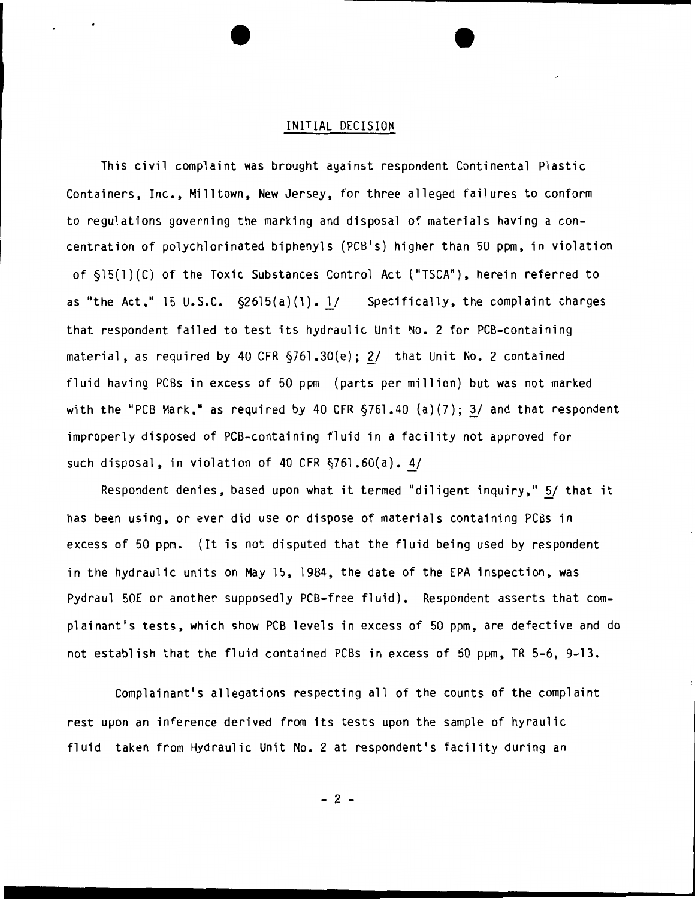## INITIAL DECISION

This civil complaint was brought against respondent Continental Plastic Containers, Inc., Milltown, New Jersey, for three alleged failures to conform to regulations governing the marking and disposal of materials having a concentration of polychlorinated biphenyls (PCB's) higher than 50 ppm, in violation of §15(1)(C) of the Toxic Substances Control Act ("TSCA"), herein referred to as "the Act," 15 U.S.C. §2615(a)(1). 1/ Specifically, the complaint charges that respondent failed to test its hydraulic Unit No. 2 for PCB-containing material, as required by 40 CFR §761.30(e); 2/ that Unit No. 2 contained fluid having PCBs in excess of 50 ppm (parts per million) but was not marked with the "PCB Mark," as required by 40 CFR §761.40 (a)(7); 3/ and that respondent improperly disposed of PCB-containing fluid in a facility not approved for such disposal, in violation of 40 CFR §761.60(a). 4/

Respondent denies, based upon what it termed "diligent inquiry," 5/ that it has been using, or ever did use or dispose of materials containing PCBs in excess of 50 ppm. (It is not disputed that the fluid being used by respondent in the hydraulic units on May 15, 1984, the date of the EPA inspection, was Pydraul 50E or another supposedly PCB-free fluid). Respondent asserts that complainant's tests, which show PCB levels in excess of 50 ppm, are defective and do not establish that the fluid contained PCBs in excess of 50 ppm, TR 5-6, 9-13.

Complainant's allegations respecting all of the counts of the complaint rest upon an inference derived from its tests upon the sample of hyraulic fluid taken from Hydraulic Unit No. 2 at respondent's facility during an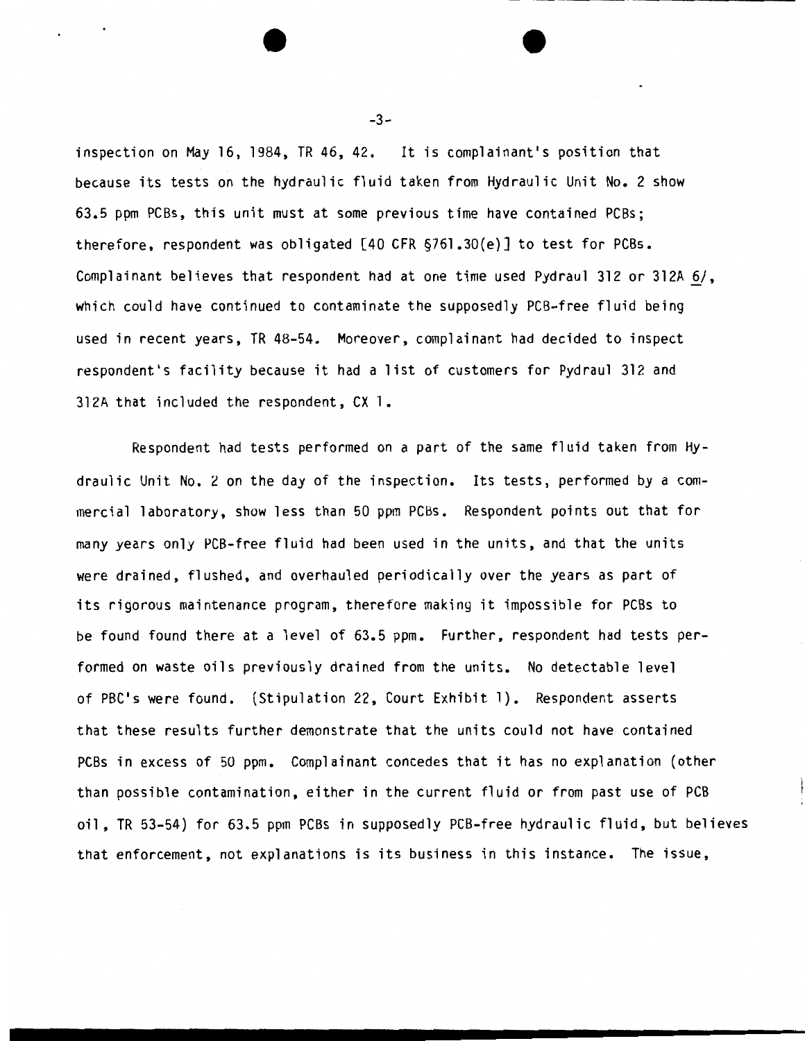inspection on May 16, 1984, TR 46, 42. It is complainant's position that because its tests on the hydraulic fluid taken from Hydraulic Unit No. 2 show 63.5 ppm PCBs, this unit must at some previous time have contained PCBs; therefore, respondent was obligated [40 CFR §761.30(e)] to test for PCBs. Complainant believes that respondent had at one time used Pydraul 312 or 312A 6/, which could have continued to contaminate the supposedly PCB-free fluid being used in recent years, TR 48-54. Moreover, complainant had decided to inspect respondent's facility because it had a list of customers for Pydraul 312 and 312A that included the respondent, CX 1.

Respondent had tests performed on a part of the same fluid taken from Hydraulic Unit No. 2 on the day of the inspection. Its tests, performed by a commercial laboratory, show less than 50 ppm PCBs. Respondent points out that for many years only PCB-free fluid had been used in the units, and that the units were drained, flushed, and overhauled periodically over the years as part of its rigorous maintenance program, therefore making it impossible for PCBs to be found found there at a level of 63.5 ppm. Further, respondent had tests performed on waste oils previously drained from the units. No detectable level of PBC's were found. (Stipulation 22, Court Exhibit 1). Respondent asserts that these results further demonstrate that the units could not have contained PCBs in excess of 50 ppm. Complainant concedes that it has no explanation (other than possible contamination, either in the current fluid or from past use of PCB oil, TR 53-54) for 63.5 ppm PCBs in supposedly PCB-free hydraulic fluid, but believes that enforcement, not explanations is its business in this instance. The issue,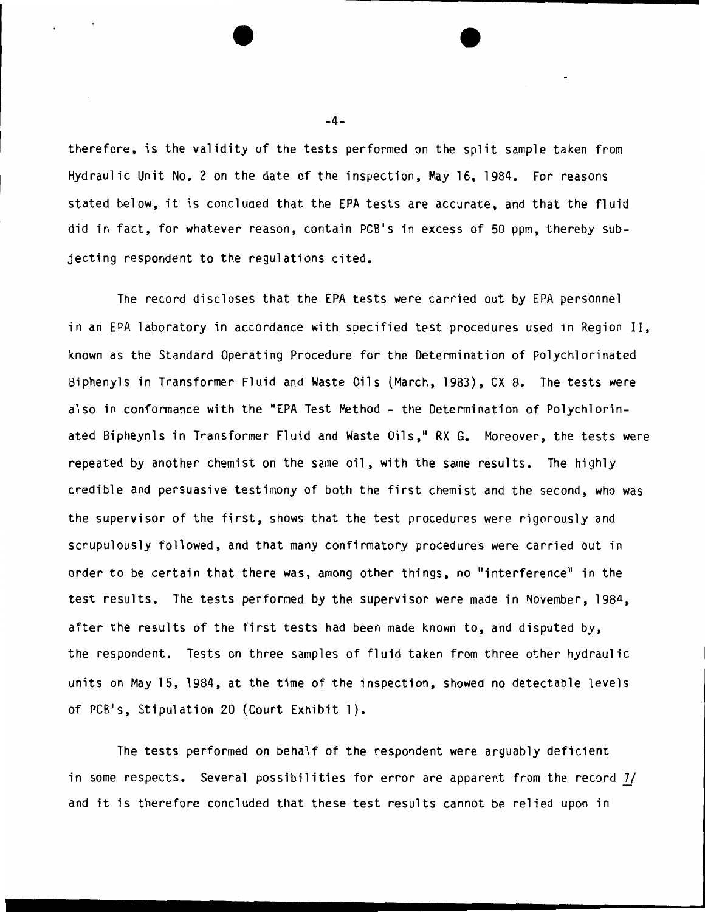therefore, is the validity of the tests performed on the split sample taken from Hydraulic Unit No. 2 on the date of the inspection, May 16, 1984. For reasons stated below, it is concluded that the EPA tests are accurate, and that the fluid did in fact, for whatever reason, contain PCB's in excess of 50 ppm, thereby subjecting respondent to the regulations cited.

The record discloses that the EPA tests were carried out by EPA personnel in an EPA laboratory in accordance with specified test procedures used in Region II, known as the Standard Operating Procedure for the Determination of Polychlorinated Biphenyls in Transformer Fluid and Waste Oils (March, 1983), CX 8. The tests were also in conformance with the "EPA Test Method - the Determination of Polychlorinated Bipheynls in Transformer Fluid and Waste Oils," RX G. Moreover, the tests were repeated by another chemist on the same oil, with the same results. The highly credible and persuasive testimony of both the first chemist and the second, who was the supervisor of the first, shows that the test procedures were rigorously and scrupulously followed, and that many confirmatory procedures were carried out in order to be certain that there was, among other things, no "interference" in the test results. The tests performed by the supervisor were made in November, 1984, after the results of the first tests had been made known to, and disputed by, the respondent. Tests on three samples of fluid taken from three other hydraulic units on May 15, 1984, at the time of the inspection, showed no detectable levels of PCB's, Stipulation 20 (Court Exhibit 1).

The tests performed on behalf of the respondent were arguably deficient in some respects. Several possibilities for error are apparent from the record [7] and it is therefore concluded that these test results cannot be relied upon in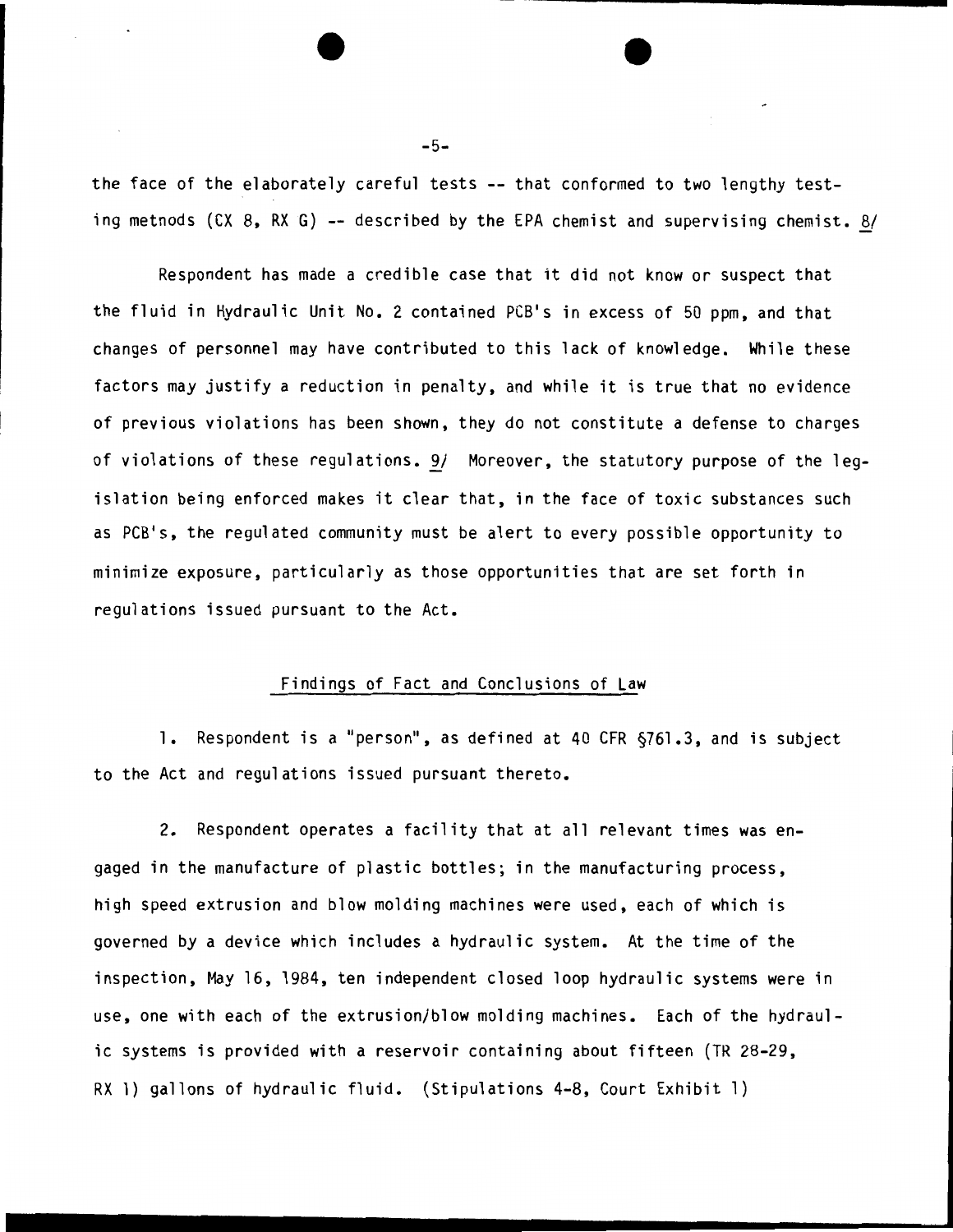the face of the elaborately careful tests -- that conformed to two lengthy testing metnods (CX 8, RX G) -- described by the EPA chemist and supervising chemist. 8/

Respondent has made a credible case that it did not know or suspect that the fluid in Hydraulic Unit No. 2 contained PCB's in excess of 50 ppm, and that changes of personnel may have contributed to this lack of knowledge. While these factors may justify a reduction in penalty, and while it is true that no evidence of previous violations has been shown, they do not constitute a defense to charges of violations of these regulations. 9/ Moreover, the statutory purpose of the legislation being enforced makes it clear that, in the face of toxic substances such as PCB's, the regulated community must be alert to every possible opportunity to minimize exposure, particularly as those opportunities that are set forth in regulations issued pursuant to the Act.

## Findings of Fact and Conclusions of Law

1. Respondent is a "person", as defined at 40 CFR §761.3, and is subject to the Act and regulations issued pursuant thereto.

2. Respondent operates a facility that at all relevant times was engaged in the manufacture of plastic bottles; in the manufacturing process, high speed extrusion and blow molding machines were used, each of which is governed by a device which includes a hydraulic system. At the time of the inspection, May 16, 1984, ten independent closed loop hydraulic systems were in use, one with each of the extrusion/blow molding machines. Each of the hydraulic systems is provided with a reservoir containing about fifteen (TR 28-29, RX 1) gallons of hydraulic fluid. (Stipulations 4-8, Court Exhibit 1)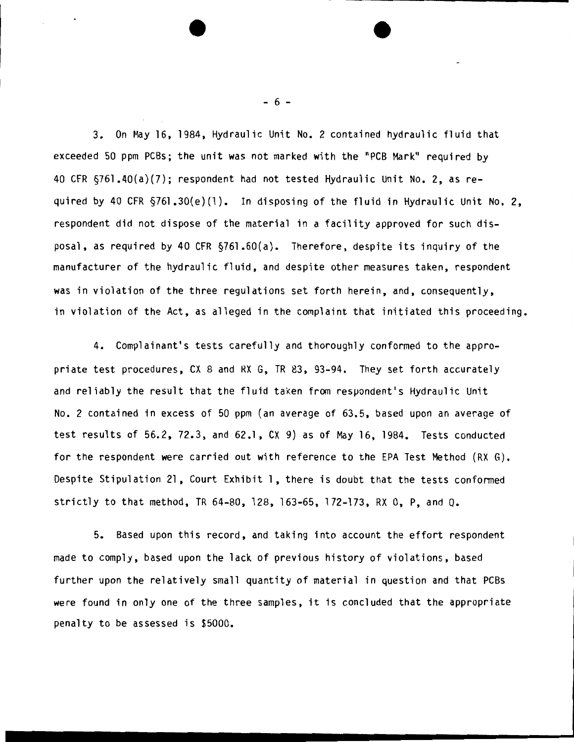3. On May 16, 1984, Hydraulic Unit No. 2 contained hydraulic fluid that exceeded 50 ppm PCBs; the unit was not marked with the "PCB Mark" required by 40 CFR §761.40(a)(7); respondent had not tested Hydraulic Unit No. 2, as required by 40 CFR §761.30(e)(1). In disposing of the fluid in Hydraulic Unit No. 2, respondent did not dispose of the material in a facility approved for such disposal, as required by 40 CFR §761.60(a). Therefore, despite its inquiry of the manufacturer of the hydraulic fluid, and despite other measures taken, respondent was in violation of the three regulations set forth herein, and, consequently, in violation of the Act, as alleged in the complaint that initiated this proceeding.

4. Complainant's tests carefully and thoroughly conformed to the appropriate test procedures, CX 8 and RX G, TR 83, 93-94. They set forth accurately and reliably the result that the fluid taken from respondent's Hydraulic Unit No. 2 contained in excess of 50 ppm (an average of 63.5, based upon an average of test results of 56.2, 72.3, and 62.1, CX 9) as of May 16, 1984. Tests conducted for the respondent were carried out with reference to the EPA Test Method (RX G). Despite Stipulation 21, Court Exhibit 1, there is doubt that the tests conformed strictly to that method, TR 64-80, 128, 163-65, 172-173, RX O, P, and Q.

5. Based upon this record, and taking into account the effort respondent made to comply, based upon the lack of previous history of violations, based further upon the relatively small quantity of material in question and that PCBs were found in only one of the three samples, it is concluded that the appropriate penalty to be assessed is $5000.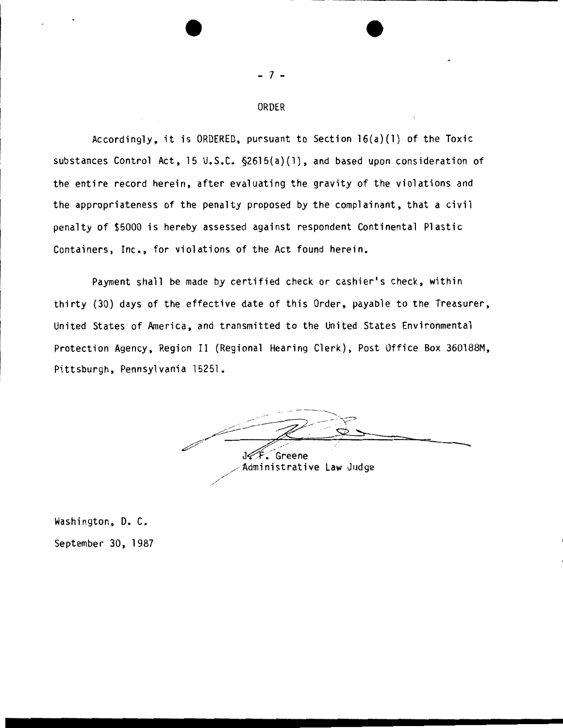## ORDER

Accordingly, it is ORDERED, pursuant to Section 16(a)(1) of the Toxic substances Control Act, 15 U.S.C. §2615(a)(1), and based upon consideration of the entire record herein, after evaluating the gravity of the violations and the appropriateness of the penalty proposed by the complainant, that a civil penalty of $5000 is hereby assessed against respondent Continental Plastic Containers, Inc., for violations of the Act found herein.

Payment shall be made by certified check or cashier's check, within thirty (30) days of the effective date of this Order, payable to the Treasurer, United States of America, and transmitted to the United States Environmental Protection Agency, Region II (Regional Hearing Clerk), Post Office Box 360188M, Pittsburgh, Pennsylvania 15251.

J. F. Greene
Administrative Law Judge

Washington, D. C.
September 30, 1987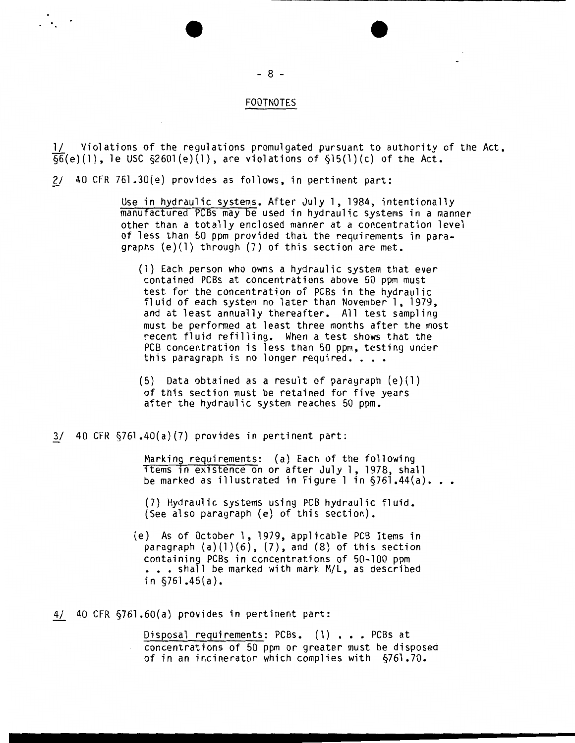## FOOTNOTES

1/ Violations of the regulations promulgated pursuant to authority of the Act, §6(e)(1), le USC §2601(e)(1), are violations of §15(1)(c) of the Act.

2/ 40 CFR 761.30(e) provides as follows, in pertinent part:

> Use in hydraulic systems. After July 1, 1984, intentionally manufactured PCBs may be used in hydraulic systems in a manner other than a totally enclosed manner at a concentration level of less than 50 ppm provided that the requirements in paragraphs (e)(1) through (7) of this section are met.
>
> (1) Each person who owns a hydraulic system that ever contained PCBs at concentrations above 50 ppm must test for the concentration of PCBs in the hydraulic fluid of each system no later than November 1, 1979, and at least annually thereafter. All test sampling must be performed at least three months after the most recent fluid refilling. When a test shows that the PCB concentration is less than 50 ppm, testing under this paragraph is no longer required. . . .
>
> (5) Data obtained as a result of paragraph (e)(1) of this section must be retained for five years after the hydraulic system reaches 50 ppm.

3/ 40 CFR §761.40(a)(7) provides in pertinent part:

> Marking requirements: (a) Each of the following items in existence on or after July 1, 1978, shall be marked as illustrated in Figure 1 in §761.44(a). . .
>
> (7) Hydraulic systems using PCB hydraulic fluid. (See also paragraph (e) of this section).
>
> (e) As of October 1, 1979, applicable PCB Items in paragraph (a)(1)(6), (7), and (8) of this section containing PCBs in concentrations of 50-100 ppm . . . shall be marked with mark M/L, as described in §761.45(a).

4/ 40 CFR §761.60(a) provides in pertinent part:

> Disposal requirements: PCBs. (1) . . . PCBs at concentrations of 50 ppm or greater must be disposed of in an incinerator which complies with §761.70.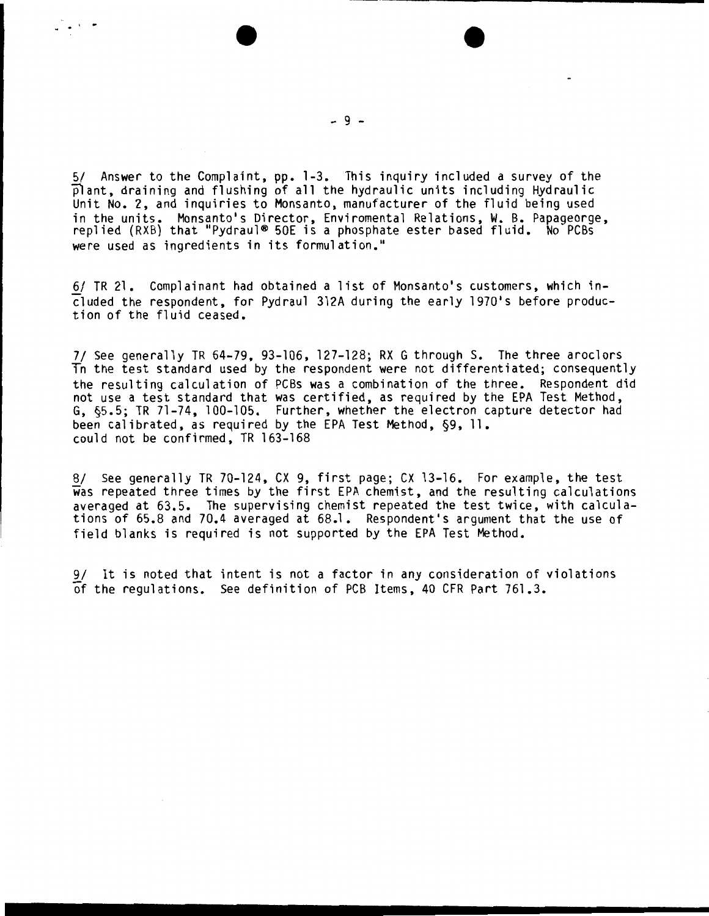5/ Answer to the Complaint, pp. 1-3. This inquiry included a survey of the plant, draining and flushing of all the hydraulic units including Hydraulic Unit No. 2, and inquiries to Monsanto, manufacturer of the fluid being used in the units. Monsanto's Director, Enviromental Relations, W. B. Papageorge, replied (RXB) that "Pydraul® 50E is a phosphate ester based fluid. No PCBs were used as ingredients in its formulation."

6/ TR 21. Complainant had obtained a list of Monsanto's customers, which included the respondent, for Pydraul 312A during the early 1970's before production of the fluid ceased.

7/ See generally TR 64-79, 93-106, 127-128; RX G through S. The three aroclors in the test standard used by the respondent were not differentiated; consequently the resulting calculation of PCBs was a combination of the three. Respondent did not use a test standard that was certified, as required by the EPA Test Method, G, §5.5; TR 71-74, 100-105. Further, whether the electron capture detector had been calibrated, as required by the EPA Test Method, §9, 11. could not be confirmed, TR 163-168

8/ See generally TR 70-124, CX 9, first page; CX 13-16. For example, the test was repeated three times by the first EPA chemist, and the resulting calculations averaged at 63.5. The supervising chemist repeated the test twice, with calculations of 65.8 and 70.4 averaged at 68.1. Respondent's argument that the use of field blanks is required is not supported by the EPA Test Method.

9/ It is noted that intent is not a factor in any consideration of violations of the regulations. See definition of PCB Items, 40 CFR Part 761.3.